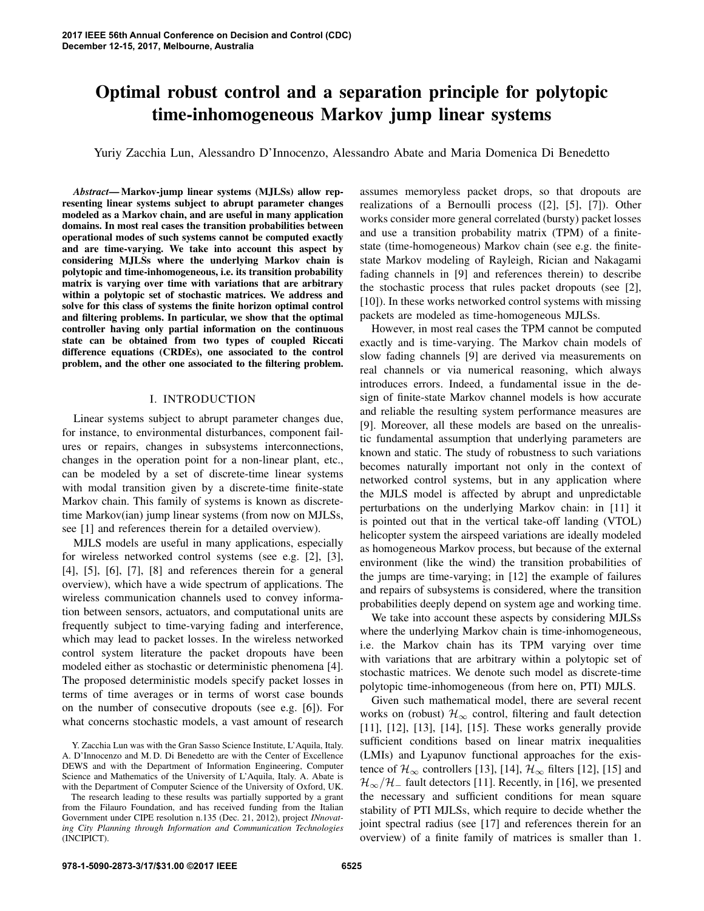# Optimal robust control and a separation principle for polytopic time-inhomogeneous Markov jump linear systems

Yuriy Zacchia Lun, Alessandro D'Innocenzo, Alessandro Abate and Maria Domenica Di Benedetto

***Abstract*— Markov-jump linear systems (MJLSs) allow representing linear systems subject to abrupt parameter changes modeled as a Markov chain, and are useful in many application domains. In most real cases the transition probabilities between operational modes of such systems cannot be computed exactly and are time-varying. We take into account this aspect by considering MJLSs where the underlying Markov chain is polytopic and time-inhomogeneous, i.e. its transition probability matrix is varying over time with variations that are arbitrary within a polytopic set of stochastic matrices. We address and solve for this class of systems the finite horizon optimal control and filtering problems. In particular, we show that the optimal controller having only partial information on the continuous state can be obtained from two types of coupled Riccati difference equations (CRDEs), one associated to the control problem, and the other one associated to the filtering problem.**

## I. INTRODUCTION

Linear systems subject to abrupt parameter changes due, for instance, to environmental disturbances, component failures or repairs, changes in subsystems interconnections, changes in the operation point for a non-linear plant, etc., can be modeled by a set of discrete-time linear systems with modal transition given by a discrete-time finite-state Markov chain. This family of systems is known as discrete-time Markov(ian) jump linear systems (from now on MJLSs, see [1] and references therein for a detailed overview).

MJLS models are useful in many applications, especially for wireless networked control systems (see e.g. [2], [3], [4], [5], [6], [7], [8] and references therein for a general overview), which have a wide spectrum of applications. The wireless communication channels used to convey information between sensors, actuators, and computational units are frequently subject to time-varying fading and interference, which may lead to packet losses. In the wireless networked control system literature the packet dropouts have been modeled either as stochastic or deterministic phenomena [4]. The proposed deterministic models specify packet losses in terms of time averages or in terms of worst case bounds on the number of consecutive dropouts (see e.g. [6]). For what concerns stochastic models, a vast amount of research assumes memoryless packet drops, so that dropouts are realizations of a Bernoulli process ([2], [5], [7]). Other works consider more general correlated (bursty) packet losses and use a transition probability matrix (TPM) of a finite-state (time-homogeneous) Markov chain (see e.g. the finite-state Markov modeling of Rayleigh, Rician and Nakagami fading channels in [9] and references therein) to describe the stochastic process that rules packet dropouts (see [2], [10]). In these works networked control systems with missing packets are modeled as time-homogeneous MJLSs.

However, in most real cases the TPM cannot be computed exactly and is time-varying. The Markov chain models of slow fading channels [9] are derived via measurements on real channels or via numerical reasoning, which always introduces errors. Indeed, a fundamental issue in the design of finite-state Markov channel models is how accurate and reliable the resulting system performance measures are [9]. Moreover, all these models are based on the unrealistic fundamental assumption that underlying parameters are known and static. The study of robustness to such variations becomes naturally important not only in the context of networked control systems, but in any application where the MJLS model is affected by abrupt and unpredictable perturbations on the underlying Markov chain: in [11] it is pointed out that in the vertical take-off landing (VTOL) helicopter system the airspeed variations are ideally modeled as homogeneous Markov process, but because of the external environment (like the wind) the transition probabilities of the jumps are time-varying; in [12] the example of failures and repairs of subsystems is considered, where the transition probabilities deeply depend on system age and working time.

We take into account these aspects by considering MJLSs where the underlying Markov chain is time-inhomogeneous, i.e. the Markov chain has its TPM varying over time with variations that are arbitrary within a polytopic set of stochastic matrices. We denote such model as discrete-time polytopic time-inhomogeneous (from here on, PTI) MJLS.

Given such mathematical model, there are several recent works on (robust) $\mathcal{H}_\infty$ control, filtering and fault detection [11], [12], [13], [14], [15]. These works generally provide sufficient conditions based on linear matrix inequalities (LMIs) and Lyapunov functional approaches for the existence of $\mathcal{H}_\infty$ controllers [13], [14], $\mathcal{H}_\infty$ filters [12], [15] and $\mathcal{H}_\infty/\mathcal{H}_-$ fault detectors [11]. Recently, in [16], we presented the necessary and sufficient conditions for mean square stability of PTI MJLSs, which require to decide whether the joint spectral radius (see [17] and references therein for an overview) of a finite family of matrices is smaller than 1.

Y. Zacchia Lun was with the Gran Sasso Science Institute, L'Aquila, Italy. A. D'Innocenzo and M. D. Di Benedetto are with the Center of Excellence DEWS and with the Department of Information Engineering, Computer Science and Mathematics of the University of L'Aquila, Italy. A. Abate is with the Department of Computer Science of the University of Oxford, UK.

The research leading to these results was partially supported by a grant from the Filauro Foundation, and has received funding from the Italian Government under CIPE resolution n.135 (Dec. 21, 2012), project *INnovating City Planning through Information and Communication Technologies* (INCIPICT).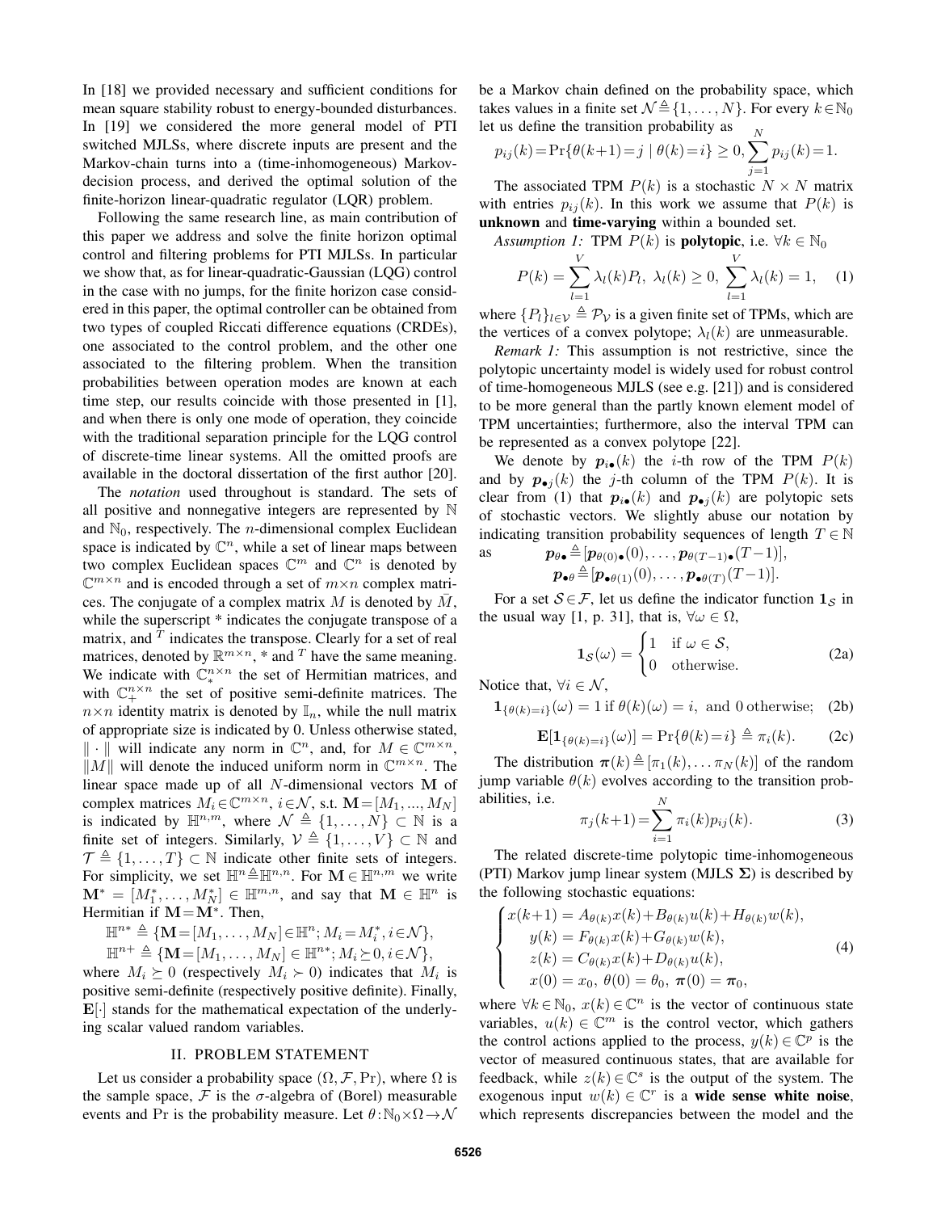In [18] we provided necessary and sufficient conditions for mean square stability robust to energy-bounded disturbances. In [19] we considered the more general model of PTI switched MJLSs, where discrete inputs are present and the Markov-chain turns into a (time-inhomogeneous) Markov-decision process, and derived the optimal solution of the finite-horizon linear-quadratic regulator (LQR) problem.

Following the same research line, as main contribution of this paper we address and solve the finite horizon optimal control and filtering problems for PTI MJLSs. In particular we show that, as for linear-quadratic-Gaussian (LQG) control in the case with no jumps, for the finite horizon case considered in this paper, the optimal controller can be obtained from two types of coupled Riccati difference equations (CRDEs), one associated to the control problem, and the other one associated to the filtering problem. When the transition probabilities between operation modes are known at each time step, our results coincide with those presented in [1], and when there is only one mode of operation, they coincide with the traditional separation principle for the LQG control of discrete-time linear systems. All the omitted proofs are available in the doctoral dissertation of the first author [20].

The *notation* used throughout is standard. The sets of all positive and nonnegative integers are represented by $\mathbb{N}$ and $\mathbb{N}_0$, respectively. The $n$-dimensional complex Euclidean space is indicated by $\mathbb{C}^n$, while a set of linear maps between two complex Euclidean spaces $\mathbb{C}^m$ and $\mathbb{C}^n$ is denoted by $\mathbb{C}^{m\times n}$ and is encoded through a set of $m\times n$ complex matrices. The conjugate of a complex matrix $M$ is denoted by $\bar{M}$, while the superscript * indicates the conjugate transpose of a matrix, and $^T$ indicates the transpose. Clearly for a set of real matrices, denoted by $\mathbb{R}^{m\times n}$, * and $^T$ have the same meaning. We indicate with $\mathbb{C}_*^{n\times n}$ the set of Hermitian matrices, and with $\mathbb{C}_+^{n\times n}$ the set of positive semi-definite matrices. The $n\times n$ identity matrix is denoted by $\mathbb{I}_n$, while the null matrix of appropriate size is indicated by 0. Unless otherwise stated, $\|\cdot\|$ will indicate any norm in $\mathbb{C}^n$, and, for $M \in \mathbb{C}^{m\times n}$, $\|M\|$ will denote the induced uniform norm in $\mathbb{C}^{m\times n}$. The linear space made up of all $N$-dimensional vectors $\mathbf{M}$ of complex matrices $M_i \in \mathbb{C}^{m\times n}$, $i \in \mathcal{N}$, s.t. $\mathbf{M} = [M_1, ..., M_N]$ is indicated by $\mathbb{H}^{n,m}$, where $\mathcal{N} \triangleq \{1, \ldots, N\} \subset \mathbb{N}$ is a finite set of integers. Similarly, $\mathcal{V} \triangleq \{1, \ldots, V\} \subset \mathbb{N}$ and $\mathcal{T} \triangleq \{1, \ldots, T\} \subset \mathbb{N}$ indicate other finite sets of integers. For simplicity, we set $\mathbb{H}^n \triangleq \mathbb{H}^{n,n}$. For $\mathbf{M} \in \mathbb{H}^{n,m}$ we write $\mathbf{M}^* = [M_1^*, \ldots, M_N^*] \in \mathbb{H}^{m,n}$, and say that $\mathbf{M} \in \mathbb{H}^n$ is Hermitian if $\mathbf{M} = \mathbf{M}^*$. Then,

$$\mathbb{H}^{n*} \triangleq \{\mathbf{M} = [M_1, \ldots, M_N] \in \mathbb{H}^n; M_i = M_i^*, i \in \mathcal{N}\},$$

$$\mathbb{H}^{n+} \triangleq \{\mathbf{M} = [M_1, \ldots, M_N] \in \mathbb{H}^{n*}; M_i \succeq 0, i \in \mathcal{N}\},$$

where $M_i \succeq 0$ (respectively $M_i \succ 0$) indicates that $M_i$ is positive semi-definite (respectively positive definite). Finally, $\mathbf{E}[\cdot]$ stands for the mathematical expectation of the underlying scalar valued random variables.

## II. PROBLEM STATEMENT

Let us consider a probability space $(\Omega, \mathcal{F}, \Pr)$, where $\Omega$ is the sample space, $\mathcal{F}$ is the $\sigma$-algebra of (Borel) measurable events and $\Pr$ is the probability measure. Let $\theta : \mathbb{N}_0 \times \Omega \to \mathcal{N}$ be a Markov chain defined on the probability space, which takes values in a finite set $\mathcal{N} \triangleq \{1, \ldots, N\}$. For every $k \in \mathbb{N}_0$ let us define the transition probability as

$$p_{ij}(k) = \Pr\{\theta(k+1) = j \mid \theta(k) = i\} \geq 0, \sum_{j=1}^{N} p_{ij}(k) = 1.$$

The associated TPM $P(k)$ is a stochastic $N \times N$ matrix with entries $p_{ij}(k)$. In this work we assume that $P(k)$ is **unknown** and **time-varying** within a bounded set.

*Assumption 1:* TPM $P(k)$ is **polytopic**, i.e. $\forall k \in \mathbb{N}_0$

$$P(k) = \sum_{l=1}^{V} \lambda_l(k) P_l,\ \lambda_l(k) \geq 0,\ \sum_{l=1}^{V} \lambda_l(k) = 1, \quad (1)$$

where $\{P_l\}_{l\in\mathcal{V}} \triangleq \mathcal{P}_{\mathcal{V}}$ is a given finite set of TPMs, which are the vertices of a convex polytope; $\lambda_l(k)$ are unmeasurable.

*Remark 1:* This assumption is not restrictive, since the polytopic uncertainty model is widely used for robust control of time-homogeneous MJLS (see e.g. [21]) and is considered to be more general than the partly known element model of TPM uncertainties; furthermore, also the interval TPM can be represented as a convex polytope [22].

We denote by $\boldsymbol{p}_{i\bullet}(k)$ the $i$-th row of the TPM $P(k)$ and by $\boldsymbol{p}_{\bullet j}(k)$ the $j$-th column of the TPM $P(k)$. It is clear from (1) that $\boldsymbol{p}_{i\bullet}(k)$ and $\boldsymbol{p}_{\bullet j}(k)$ are polytopic sets of stochastic vectors. We slightly abuse our notation by indicating transition probability sequences of length $T \in \mathbb{N}$ as

$$\boldsymbol{p}_{\theta\bullet} \triangleq [\boldsymbol{p}_{\theta(0)\bullet}(0), \ldots, \boldsymbol{p}_{\theta(T-1)\bullet}(T-1)],$$

$$\boldsymbol{p}_{\bullet\theta} \triangleq [\boldsymbol{p}_{\bullet\theta(1)}(0), \ldots, \boldsymbol{p}_{\bullet\theta(T)}(T-1)].$$

For a set $\mathcal{S} \in \mathcal{F}$, let us define the indicator function $\mathbf{1}_{\mathcal{S}}$ in the usual way [1, p. 31], that is, $\forall \omega \in \Omega$,

$$\mathbf{1}_{\mathcal{S}}(\omega) = \begin{cases} 1 & \text{if } \omega \in \mathcal{S}, \\ 0 & \text{otherwise.} \end{cases} \quad (2a)$$

Notice that, $\forall i \in \mathcal{N}$,

$$\mathbf{1}_{\{\theta(k)=i\}}(\omega) = 1 \text{ if } \theta(k)(\omega) = i, \text{ and 0 otherwise}; \quad (2b)$$

$$\mathbf{E}[\mathbf{1}_{\{\theta(k)=i\}}(\omega)] = \Pr\{\theta(k) = i\} \triangleq \pi_i(k). \quad (2c)$$

The distribution $\boldsymbol{\pi}(k) \triangleq [\pi_1(k), \ldots \pi_N(k)]$ of the random jump variable $\theta(k)$ evolves according to the transition probabilities, i.e.

$$\pi_j(k+1) = \sum_{i=1}^{N} \pi_i(k) p_{ij}(k). \quad (3)$$

The related discrete-time polytopic time-inhomogeneous (PTI) Markov jump linear system (MJLS $\boldsymbol{\Sigma}$) is described by the following stochastic equations:

$$\begin{cases} x(k+1) = A_{\theta(k)}x(k) + B_{\theta(k)}u(k) + H_{\theta(k)}w(k), \\ y(k) = F_{\theta(k)}x(k) + G_{\theta(k)}w(k), \\ z(k) = C_{\theta(k)}x(k) + D_{\theta(k)}u(k), \\ x(0) = x_0,\ \theta(0) = \theta_0,\ \boldsymbol{\pi}(0) = \boldsymbol{\pi}_0, \end{cases} \quad (4)$$

where $\forall k \in \mathbb{N}_0$, $x(k) \in \mathbb{C}^n$ is the vector of continuous state variables, $u(k) \in \mathbb{C}^m$ is the control vector, which gathers the control actions applied to the process, $y(k) \in \mathbb{C}^p$ is the vector of measured continuous states, that are available for feedback, while $z(k) \in \mathbb{C}^s$ is the output of the system. The exogenous input $w(k) \in \mathbb{C}^r$ is a **wide sense white noise**, which represents discrepancies between the model and the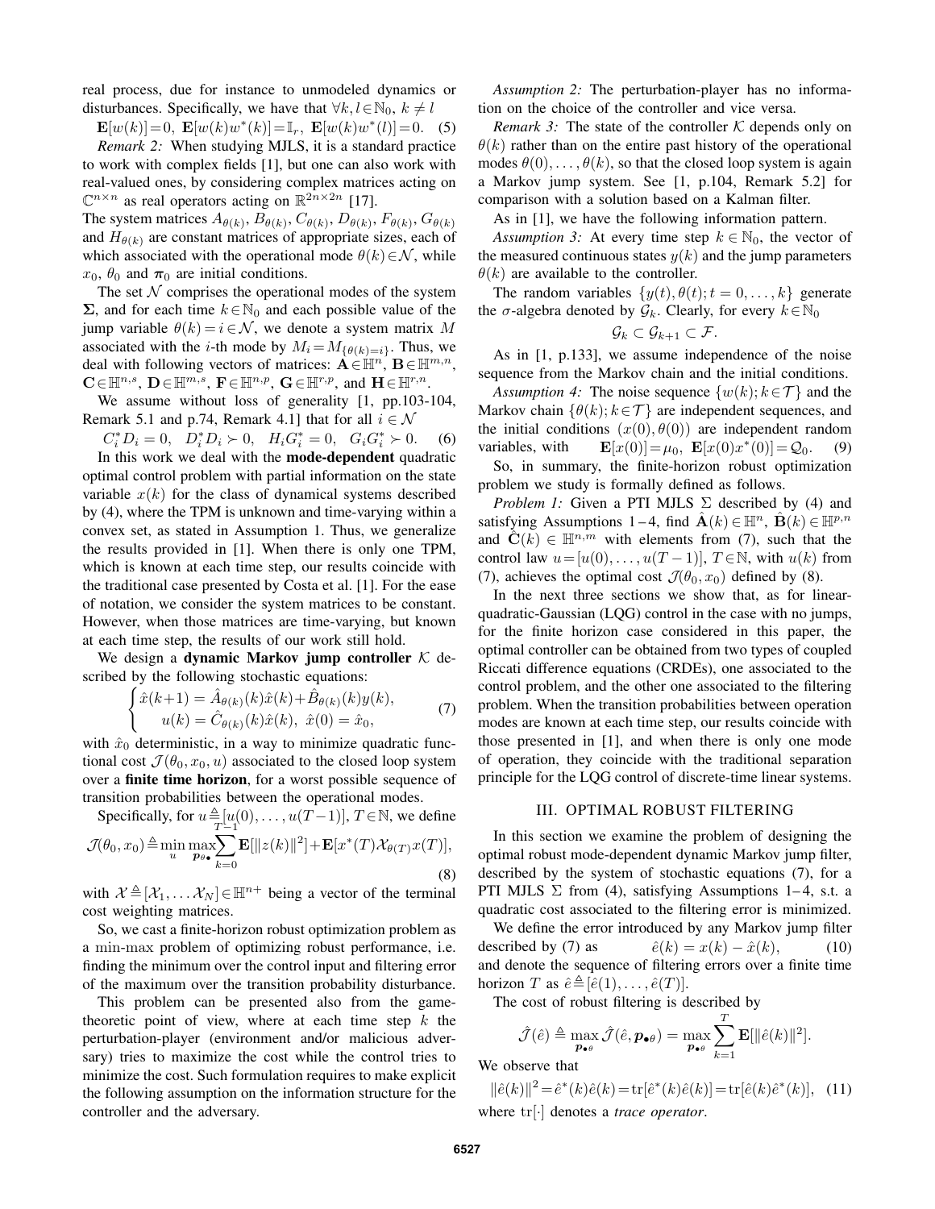real process, due for instance to unmodeled dynamics or disturbances. Specifically, we have that $\forall k, l \in \mathbb{N}_0,\ k \neq l$

$$\mathbf{E}[w(k)]=0,\ \mathbf{E}[w(k)w^*(k)]=\mathbb{I}_r,\ \mathbf{E}[w(k)w^*(l)]=0. \quad (5)$$

*Remark 2:* When studying MJLS, it is a standard practice to work with complex fields [1], but one can also work with real-valued ones, by considering complex matrices acting on $\mathbb{C}^{n\times n}$ as real operators acting on $\mathbb{R}^{2n\times 2n}$ [17].

The system matrices $A_{\theta(k)}, B_{\theta(k)}, C_{\theta(k)}, D_{\theta(k)}, F_{\theta(k)}, G_{\theta(k)}$ and $H_{\theta(k)}$ are constant matrices of appropriate sizes, each of which associated with the operational mode $\theta(k)\in\mathcal{N}$, while $x_0$, $\theta_0$ and $\boldsymbol{\pi}_0$ are initial conditions.

The set $\mathcal{N}$ comprises the operational modes of the system $\mathbf{\Sigma}$, and for each time $k\in\mathbb{N}_0$ and each possible value of the jump variable $\theta(k)=i\in\mathcal{N}$, we denote a system matrix $M$ associated with the $i$-th mode by $M_i=M_{\{\theta(k)=i\}}$. Thus, we deal with following vectors of matrices: $\mathbf{A}\in\mathbb{H}^n$, $\mathbf{B}\in\mathbb{H}^{m,n}$, $\mathbf{C}\in\mathbb{H}^{n,s}$, $\mathbf{D}\in\mathbb{H}^{m,s}$, $\mathbf{F}\in\mathbb{H}^{n,p}$, $\mathbf{G}\in\mathbb{H}^{r,p}$, and $\mathbf{H}\in\mathbb{H}^{r,n}$.

We assume without loss of generality [1, pp.103-104, Remark 5.1 and p.74, Remark 4.1] that for all $i\in\mathcal{N}$

$$C_i^* D_i = 0,\quad D_i^* D_i \succ 0,\quad H_i G_i^* = 0,\quad G_i G_i^* \succ 0. \quad (6)$$

In this work we deal with the **mode-dependent** quadratic optimal control problem with partial information on the state variable $x(k)$ for the class of dynamical systems described by (4), where the TPM is unknown and time-varying within a convex set, as stated in Assumption 1. Thus, we generalize the results provided in [1]. When there is only one TPM, which is known at each time step, our results coincide with the traditional case presented by Costa et al. [1]. For the ease of notation, we consider the system matrices to be constant. However, when those matrices are time-varying, but known at each time step, the results of our work still hold.

We design a **dynamic Markov jump controller** $\mathcal{K}$ described by the following stochastic equations:

$$\begin{cases} \hat{x}(k+1) = \hat{A}_{\theta(k)}(k)\hat{x}(k)+\hat{B}_{\theta(k)}(k)y(k), \\ \quad u(k) = \hat{C}_{\theta(k)}(k)\hat{x}(k),\ \hat{x}(0)=\hat{x}_0, \end{cases} \quad (7)$$

with $\hat{x}_0$ deterministic, in a way to minimize quadratic functional cost $\mathcal{J}(\theta_0, x_0, u)$ associated to the closed loop system over a **finite time horizon**, for a worst possible sequence of transition probabilities between the operational modes.

Specifically, for $u\triangleq[u(0),\dots,u(T-1)]$, $T\in\mathbb{N}$, we define

$$\mathcal{J}(\theta_0, x_0) \triangleq \min_u \max_{\boldsymbol{p}_{\theta\bullet}} \sum_{k=0}^{T-1} \mathbf{E}[\|z(k)\|^2] + \mathbf{E}[x^*(T)\mathcal{X}_{\theta(T)}x(T)], \quad (8)$$

with $\mathcal{X}\triangleq[\mathcal{X}_1,\dots\mathcal{X}_N]\in\mathbb{H}^{n+}$ being a vector of the terminal cost weighting matrices.

So, we cast a finite-horizon robust optimization problem as a $\min$-$\max$ problem of optimizing robust performance, i.e. finding the minimum over the control input and filtering error of the maximum over the transition probability disturbance.

This problem can be presented also from the game-theoretic point of view, where at each time step $k$ the perturbation-player (environment and/or malicious adversary) tries to maximize the cost while the control tries to minimize the cost. Such formulation requires to make explicit the following assumption on the information structure for the controller and the adversary.

*Assumption 2:* The perturbation-player has no information on the choice of the controller and vice versa.

*Remark 3:* The state of the controller $\mathcal{K}$ depends only on $\theta(k)$ rather than on the entire past history of the operational modes $\theta(0),\dots,\theta(k)$, so that the closed loop system is again a Markov jump system. See [1, p.104, Remark 5.2] for comparison with a solution based on a Kalman filter.

As in [1], we have the following information pattern.

*Assumption 3:* At every time step $k\in\mathbb{N}_0$, the vector of the measured continuous states $y(k)$ and the jump parameters $\theta(k)$ are available to the controller.

The random variables $\{y(t),\theta(t); t=0,\dots,k\}$ generate the $\sigma$-algebra denoted by $\mathcal{G}_k$. Clearly, for every $k\in\mathbb{N}_0$

$$\mathcal{G}_k \subset \mathcal{G}_{k+1} \subset \mathcal{F}.$$

As in [1, p.133], we assume independence of the noise sequence from the Markov chain and the initial conditions.

*Assumption 4:* The noise sequence $\{w(k); k\in\mathcal{T}\}$ and the Markov chain $\{\theta(k); k\in\mathcal{T}\}$ are independent sequences, and the initial conditions $(x(0),\theta(0))$ are independent random variables, with $\quad \mathbf{E}[x(0)]=\mu_0,\ \mathbf{E}[x(0)x^*(0)]=\mathcal{Q}_0. \quad (9)$

So, in summary, the finite-horizon robust optimization problem we study is formally defined as follows.

*Problem 1:* Given a PTI MJLS $\Sigma$ described by (4) and satisfying Assumptions 1–4, find $\hat{\mathbf{A}}(k)\in\mathbb{H}^n$, $\hat{\mathbf{B}}(k)\in\mathbb{H}^{p,n}$ and $\hat{\mathbf{C}}(k)\in\mathbb{H}^{n,m}$ with elements from (7), such that the control law $u=[u(0),\dots,u(T-1)]$, $T\in\mathbb{N}$, with $u(k)$ from (7), achieves the optimal cost $\mathcal{J}(\theta_0,x_0)$ defined by (8).

In the next three sections we show that, as for linear-quadratic-Gaussian (LQG) control in the case with no jumps, for the finite horizon case considered in this paper, the optimal controller can be obtained from two types of coupled Riccati difference equations (CRDEs), one associated to the control problem, and the other one associated to the filtering problem. When the transition probabilities between operation modes are known at each time step, our results coincide with those presented in [1], and when there is only one mode of operation, they coincide with the traditional separation principle for the LQG control of discrete-time linear systems.

## III. OPTIMAL ROBUST FILTERING

In this section we examine the problem of designing the optimal robust mode-dependent dynamic Markov jump filter, described by the system of stochastic equations (7), for a PTI MJLS $\Sigma$ from (4), satisfying Assumptions 1–4, s.t. a quadratic cost associated to the filtering error is minimized.

We define the error introduced by any Markov jump filter described by (7) as

$$\hat{e}(k) = x(k) - \hat{x}(k), \quad (10)$$

and denote the sequence of filtering errors over a finite time horizon $T$ as $\hat{e}\triangleq[\hat{e}(1),\dots,\hat{e}(T)]$.

The cost of robust filtering is described by

$$\hat{\mathcal{J}}(\hat{e}) \triangleq \max_{\boldsymbol{p}_{\bullet\theta}} \hat{\mathcal{J}}(\hat{e}, \boldsymbol{p}_{\bullet\theta}) = \max_{\boldsymbol{p}_{\bullet\theta}} \sum_{k=1}^{T} \mathbf{E}[\|\hat{e}(k)\|^2].$$

We observe that

$$\|\hat{e}(k)\|^2 = \hat{e}^*(k)\hat{e}(k) = \mathrm{tr}[\hat{e}^*(k)\hat{e}(k)] = \mathrm{tr}[\hat{e}(k)\hat{e}^*(k)], \quad (11)$$

where $\mathrm{tr}[\cdot]$ denotes a *trace operator*.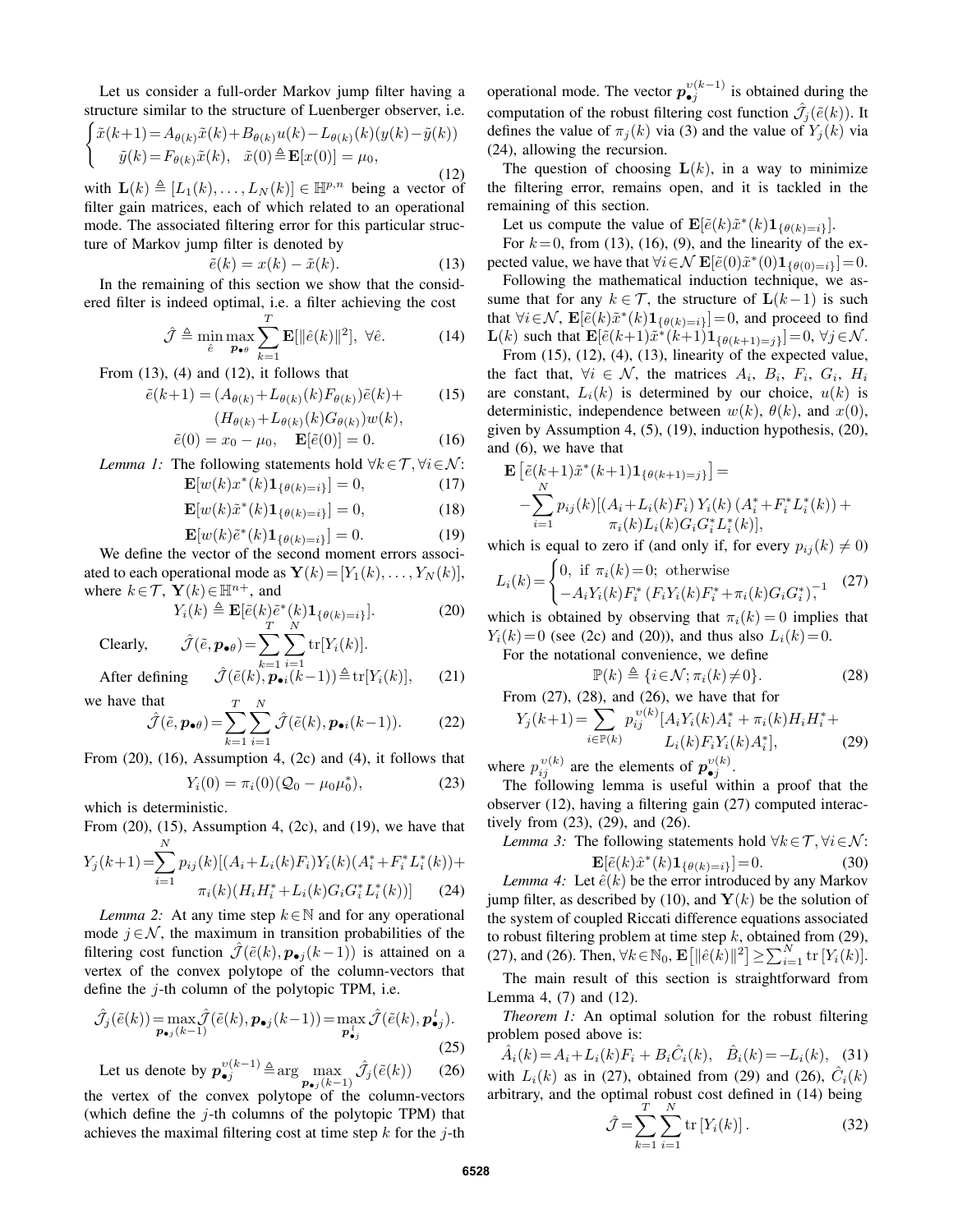Let us consider a full-order Markov jump filter having a structure similar to the structure of Luenberger observer, i.e.

$$\begin{cases} \tilde{x}(k+1) = A_{\theta(k)}\tilde{x}(k) + B_{\theta(k)}u(k) - L_{\theta(k)}(k)(y(k) - \tilde{y}(k)) \\ \quad \tilde{y}(k) = F_{\theta(k)}\tilde{x}(k), \quad \tilde{x}(0) \triangleq \mathbf{E}[x(0)] = \mu_0, \end{cases} \tag{12}$$

with $\mathbf{L}(k) \triangleq [L_1(k), \ldots, L_N(k)] \in \mathbb{H}^{p,n}$ being a vector of filter gain matrices, each of which related to an operational mode. The associated filtering error for this particular structure of Markov jump filter is denoted by

$$\tilde{e}(k) = x(k) - \tilde{x}(k). \tag{13}$$

In the remaining of this section we show that the considered filter is indeed optimal, i.e. a filter achieving the cost

$$\hat{\mathcal{J}} \triangleq \min_{\hat{e}} \max_{\boldsymbol{p}_{\bullet\theta}} \sum_{k=1}^{T} \mathbf{E}[\|\hat{e}(k)\|^2], \ \forall \hat{e}. \tag{14}$$

From (13), (4) and (12), it follows that

$$\begin{aligned} \tilde{e}(k+1) &= (A_{\theta(k)} + L_{\theta(k)}(k)F_{\theta(k)})\tilde{e}(k) + \\ &\quad (H_{\theta(k)} + L_{\theta(k)}(k)G_{\theta(k)})w(k), \end{aligned} \tag{15}$$

$$\tilde{e}(0) = x_0 - \mu_0, \quad \mathbf{E}[\tilde{e}(0)] = 0. \tag{16}$$

*Lemma 1:* The following statements hold $\forall k \in \mathcal{T}, \forall i \in \mathcal{N}$:

$$\mathbf{E}[w(k)x^*(k)\mathbf{1}_{\{\theta(k)=i\}}] = 0, \tag{17}$$

$$\mathbf{E}[w(k)\tilde{x}^*(k)\mathbf{1}_{\{\theta(k)=i\}}] = 0, \tag{18}$$

$$\mathbf{E}[w(k)\tilde{e}^*(k)\mathbf{1}_{\{\theta(k)=i\}}] = 0. \tag{19}$$

We define the vector of the second moment errors associated to each operational mode as $\mathbf{Y}(k) = [Y_1(k), \ldots, Y_N(k)]$, where $k \in \mathcal{T}$, $\mathbf{Y}(k) \in \mathbb{H}^{n+}$, and

$$Y_i(k) \triangleq \mathbf{E}[\tilde{e}(k)\tilde{e}^*(k)\mathbf{1}_{\{\theta(k)=i\}}]. \tag{20}$$

Clearly, $\quad \hat{\mathcal{J}}(\tilde{e}, \boldsymbol{p}_{\bullet\theta}) = \sum_{k=1}^{T} \sum_{i=1}^{N} \mathrm{tr}[Y_i(k)].$

After defining $\quad \hat{\mathcal{J}}(\tilde{e}(k), \boldsymbol{p}_{\bullet i}(k-1)) \triangleq \mathrm{tr}[Y_i(k)], \quad (21)$

we have that

$$\hat{\mathcal{J}}(\tilde{e}, \boldsymbol{p}_{\bullet\theta}) = \sum_{k=1}^{T} \sum_{i=1}^{N} \hat{\mathcal{J}}(\tilde{e}(k), \boldsymbol{p}_{\bullet i}(k-1)). \tag{22}$$

From (20), (16), Assumption 4, (2c) and (4), it follows that

$$Y_i(0) = \pi_i(0)(\mathcal{Q}_0 - \mu_0\mu_0^*), \tag{23}$$

which is deterministic.

From (20), (15), Assumption 4, (2c), and (19), we have that

$$\begin{aligned} Y_j(k+1) = \sum_{i=1}^{N} p_{ij}(k)[&(A_i + L_i(k)F_i)Y_i(k)(A_i^* + F_i^*L_i^*(k)) + \\ &\pi_i(k)(H_iH_i^* + L_i(k)G_iG_i^*L_i^*(k))] \end{aligned} \tag{24}$$

*Lemma 2:* At any time step $k \in \mathbb{N}$ and for any operational mode $j \in \mathcal{N}$, the maximum in transition probabilities of the filtering cost function $\hat{\mathcal{J}}(\tilde{e}(k), \boldsymbol{p}_{\bullet j}(k-1))$ is attained on a vertex of the convex polytope of the column-vectors that define the $j$-th column of the polytopic TPM, i.e.

$$\hat{\mathcal{J}}_j(\tilde{e}(k)) = \max_{\boldsymbol{p}_{\bullet j}(k-1)} \hat{\mathcal{J}}(\tilde{e}(k), \boldsymbol{p}_{\bullet j}(k-1)) = \max_{\boldsymbol{p}_{\bullet j}^l} \hat{\mathcal{J}}(\tilde{e}(k), \boldsymbol{p}_{\bullet j}^l). \tag{25}$$

Let us denote by $\boldsymbol{p}_{\bullet j}^{\upsilon(k-1)} \triangleq \arg \max_{\boldsymbol{p}_{\bullet j}(k-1)} \hat{\mathcal{J}}_j(\tilde{e}(k)) \quad (26)$

the vertex of the convex polytope of the column-vectors (which define the $j$-th columns of the polytopic TPM) that achieves the maximal filtering cost at time step $k$ for the $j$-th operational mode. The vector $\boldsymbol{p}_{\bullet j}^{\upsilon(k-1)}$ is obtained during the computation of the robust filtering cost function $\hat{\mathcal{J}}_j(\tilde{e}(k))$. It defines the value of $\pi_j(k)$ via (3) and the value of $Y_j(k)$ via (24), allowing the recursion.

The question of choosing $\mathbf{L}(k)$, in a way to minimize the filtering error, remains open, and it is tackled in the remaining of this section.

Let us compute the value of $\mathbf{E}[\tilde{e}(k)\tilde{x}^*(k)\mathbf{1}_{\{\theta(k)=i\}}]$.

For $k=0$, from (13), (16), (9), and the linearity of the expected value, we have that $\forall i \in \mathcal{N}$ $\mathbf{E}[\tilde{e}(0)\tilde{x}^*(0)\mathbf{1}_{\{\theta(0)=i\}}] = 0$.

Following the mathematical induction technique, we assume that for any $k \in \mathcal{T}$, the structure of $\mathbf{L}(k-1)$ is such that $\forall i \in \mathcal{N}$, $\mathbf{E}[\tilde{e}(k)\tilde{x}^*(k)\mathbf{1}_{\{\theta(k)=i\}}] = 0$, and proceed to find $\mathbf{L}(k)$ such that $\mathbf{E}[\tilde{e}(k+1)\tilde{x}^*(k+1)\mathbf{1}_{\{\theta(k+1)=j\}}] = 0$, $\forall j \in \mathcal{N}$.

From (15), (12), (4), (13), linearity of the expected value, the fact that, $\forall i \in \mathcal{N}$, the matrices $A_i$, $B_i$, $F_i$, $G_i$, $H_i$ are constant, $L_i(k)$ is determined by our choice, $u(k)$ is deterministic, independence between $w(k)$, $\theta(k)$, and $x(0)$, given by Assumption 4, (5), (19), induction hypothesis, (20), and (6), we have that

$$\begin{aligned} &\mathbf{E}\left[\tilde{e}(k+1)\tilde{x}^*(k+1)\mathbf{1}_{\{\theta(k+1)=j\}}\right] = \\ &-\sum_{i=1}^{N} p_{ij}(k)[(A_i + L_i(k)F_i)\, Y_i(k)\, (A_i^* + F_i^* L_i^*(k)) + \\ &\qquad\qquad \pi_i(k)L_i(k)G_iG_i^*L_i^*(k)], \end{aligned}$$

which is equal to zero if (and only if, for every $p_{ij}(k) \neq 0$)

$$L_i(k) = \begin{cases} 0, \ \text{if } \pi_i(k) = 0; \ \text{otherwise} \\ -A_iY_i(k)F_i^*\left(F_iY_i(k)F_i^* + \pi_i(k)G_iG_i^*\right)^{-1} \end{cases} \tag{27}$$

which is obtained by observing that $\pi_i(k) = 0$ implies that $Y_i(k) = 0$ (see (2c) and (20)), and thus also $L_i(k) = 0$.

For the notational convenience, we define

$$\mathbb{P}(k) \triangleq \{i \in \mathcal{N}; \pi_i(k) \neq 0\}. \tag{28}$$

From (27), (28), and (26), we have that for

$$\begin{aligned} Y_j(k+1) = \sum_{i \in \mathbb{P}(k)} p_{ij}^{\upsilon(k)}[&A_iY_i(k)A_i^* + \pi_i(k)H_iH_i^* + \\ &L_i(k)F_iY_i(k)A_i^*], \end{aligned} \tag{29}$$

where $p_{ij}^{\upsilon(k)}$ are the elements of $\boldsymbol{p}_{\bullet j}^{\upsilon(k)}$.

The following lemma is useful within a proof that the observer (12), having a filtering gain (27) computed interactively from (23), (29), and (26).

*Lemma 3:* The following statements hold $\forall k \in \mathcal{T}, \forall i \in \mathcal{N}$:

$$\mathbf{E}[\tilde{e}(k)\hat{x}^*(k)\mathbf{1}_{\{\theta(k)=i\}}] = 0. \tag{30}$$

*Lemma 4:* Let $\hat{e}(k)$ be the error introduced by any Markov jump filter, as described by (10), and $\mathbf{Y}(k)$ be the solution of the system of coupled Riccati difference equations associated to robust filtering problem at time step $k$, obtained from (29), (27), and (26). Then, $\forall k \in \mathbb{N}_0$, $\mathbf{E}\left[\|\hat{e}(k)\|^2\right] \geq \sum_{i=1}^{N} \mathrm{tr}\left[Y_i(k)\right]$.

The main result of this section is straightforward from Lemma 4, (7) and (12).

*Theorem 1:* An optimal solution for the robust filtering problem posed above is:

$$\hat{A}_i(k) = A_i + L_i(k)F_i + B_i\hat{C}_i(k), \quad \hat{B}_i(k) = -L_i(k), \tag{31}$$

with $L_i(k)$ as in (27), obtained from (29) and (26), $\hat{C}_i(k)$ arbitrary, and the optimal robust cost defined in (14) being

$$\hat{\mathcal{J}} = \sum_{k=1}^{T} \sum_{i=1}^{N} \mathrm{tr}\left[Y_i(k)\right]. \tag{32}$$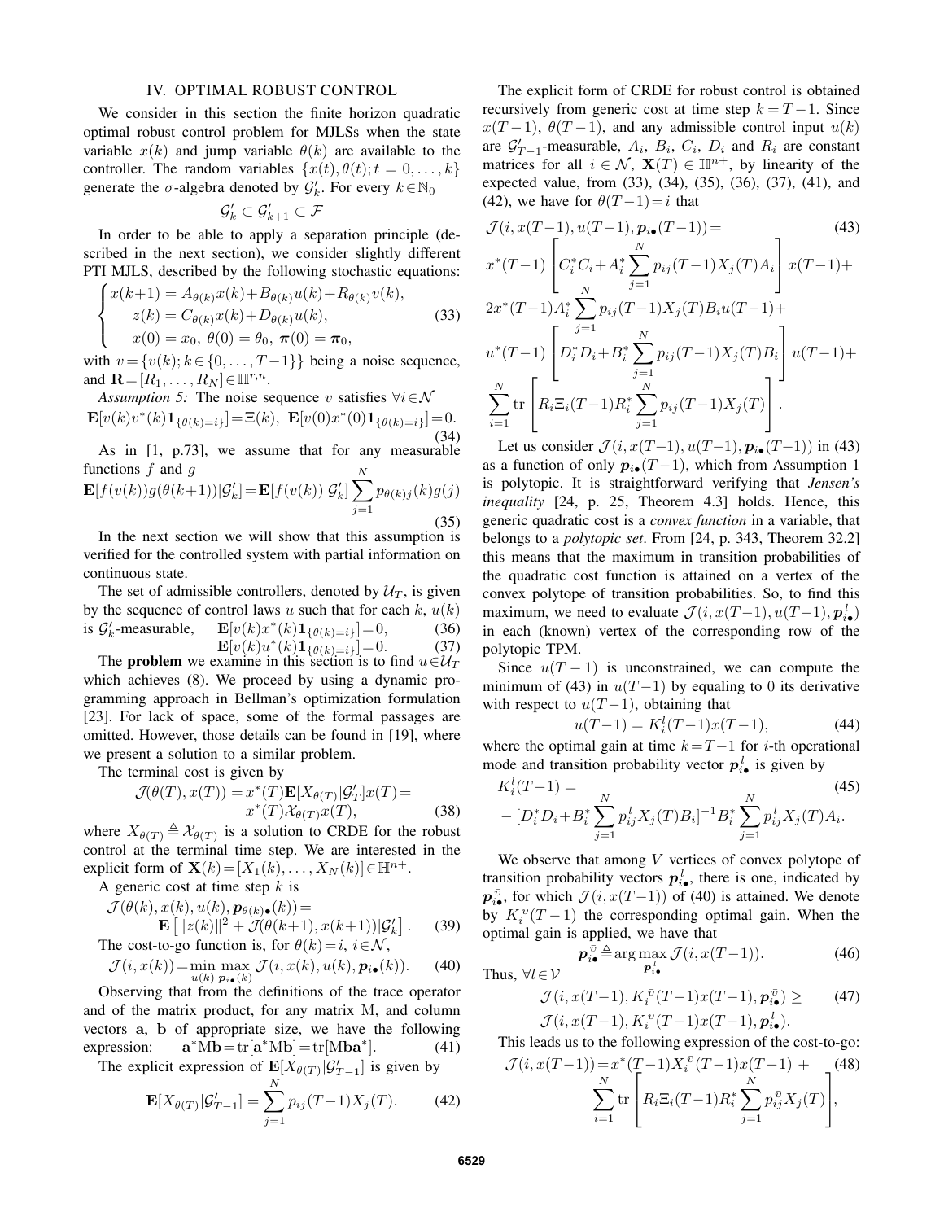## IV. OPTIMAL ROBUST CONTROL

We consider in this section the finite horizon quadratic optimal robust control problem for MJLSs when the state variable $x(k)$ and jump variable $\theta(k)$ are available to the controller. The random variables $\{x(t), \theta(t); t=0,\ldots,k\}$ generate the $\sigma$-algebra denoted by $\mathcal{G}'_k$. For every $k \in \mathbb{N}_0$

$$\mathcal{G}'_k \subset \mathcal{G}'_{k+1} \subset \mathcal{F}$$

In order to be able to apply a separation principle (described in the next section), we consider slightly different PTI MJLS, described by the following stochastic equations:

$$\begin{cases} x(k+1) = A_{\theta(k)}x(k) + B_{\theta(k)}u(k) + R_{\theta(k)}v(k), \\ z(k) = C_{\theta(k)}x(k) + D_{\theta(k)}u(k), \\ x(0) = x_0,\ \theta(0) = \theta_0,\ \boldsymbol{\pi}(0) = \boldsymbol{\pi}_0, \end{cases} \tag{33}$$

with $v = \{v(k); k \in \{0,\ldots,T-1\}\}$ being a noise sequence, and $\mathbf{R} = [R_1,\ldots,R_N] \in \mathbb{H}^{r,n}$.

*Assumption 5:* The noise sequence $v$ satisfies $\forall i \in \mathcal{N}$

$$\mathbf{E}[v(k)v^*(k)\mathbf{1}_{\{\theta(k)=i\}}] = \Xi(k),\ \ \mathbf{E}[v(0)x^*(0)\mathbf{1}_{\{\theta(k)=i\}}] = 0. \tag{34}$$

As in [1, p.73], we assume that for any measurable functions $f$ and $g$

$$\mathbf{E}[f(v(k))g(\theta(k+1))|\mathcal{G}'_k] = \mathbf{E}[f(v(k))|\mathcal{G}'_k]\sum_{j=1}^{N} p_{\theta(k)j}(k)g(j) \tag{35}$$

In the next section we will show that this assumption is verified for the controlled system with partial information on continuous state.

The set of admissible controllers, denoted by $\mathcal{U}_T$, is given by the sequence of control laws $u$ such that for each $k$, $u(k)$ is $\mathcal{G}'_k$-measurable,

$$\mathbf{E}[v(k)x^*(k)\mathbf{1}_{\{\theta(k)=i\}}] = 0, \tag{36}$$

$$\mathbf{E}[v(k)u^*(k)\mathbf{1}_{\{\theta(k)=i\}}] = 0. \tag{37}$$

The **problem** we examine in this section is to find $u \in \mathcal{U}_T$ which achieves (8). We proceed by using a dynamic programming approach in Bellman's optimization formulation [23]. For lack of space, some of the formal passages are omitted. However, those details can be found in [19], where we present a solution to a similar problem.

The terminal cost is given by

$$\mathcal{J}(\theta(T), x(T)) = x^*(T)\mathbf{E}[X_{\theta(T)}|\mathcal{G}'_T]x(T) = x^*(T)\mathcal{X}_{\theta(T)}x(T), \tag{38}$$

where $X_{\theta(T)} \triangleq \mathcal{X}_{\theta(T)}$ is a solution to CRDE for the robust control at the terminal time step. We are interested in the explicit form of $\mathbf{X}(k) = [X_1(k),\ldots,X_N(k)] \in \mathbb{H}^{n+}$.

A generic cost at time step $k$ is

$$\mathcal{J}(\theta(k), x(k), u(k), \boldsymbol{p}_{\theta(k)\bullet}(k)) = \mathbf{E}\left[\|z(k)\|^2 + \mathcal{J}(\theta(k+1), x(k+1))|\mathcal{G}'_k\right]. \tag{39}$$

The cost-to-go function is, for $\theta(k) = i$, $i \in \mathcal{N}$,

$$\mathcal{J}(i, x(k)) = \min_{u(k)} \max_{\boldsymbol{p}_{i\bullet}(k)} \mathcal{J}(i, x(k), u(k), \boldsymbol{p}_{i\bullet}(k)). \tag{40}$$

Observing that from the definitions of the trace operator and of the matrix product, for any matrix M, and column vectors $\mathbf{a}$, $\mathbf{b}$ of appropriate size, we have the following expression:

$$\mathbf{a}^*\mathrm{M}\mathbf{b} = \mathrm{tr}[\mathbf{a}^*\mathrm{M}\mathbf{b}] = \mathrm{tr}[\mathrm{M}\mathbf{b}\mathbf{a}^*]. \tag{41}$$

The explicit expression of $\mathbf{E}[X_{\theta(T)}|\mathcal{G}'_{T-1}]$ is given by

$$\mathbf{E}[X_{\theta(T)}|\mathcal{G}'_{T-1}] = \sum_{j=1}^{N} p_{ij}(T-1)X_j(T). \tag{42}$$

The explicit form of CRDE for robust control is obtained recursively from generic cost at time step $k = T-1$. Since $x(T-1)$, $\theta(T-1)$, and any admissible control input $u(k)$ are $\mathcal{G}'_{T-1}$-measurable, $A_i$, $B_i$, $C_i$, $D_i$ and $R_i$ are constant matrices for all $i \in \mathcal{N}$, $\mathbf{X}(T) \in \mathbb{H}^{n+}$, by linearity of the expected value, from (33), (34), (35), (36), (37), (41), and (42), we have for $\theta(T-1) = i$ that

$$\begin{aligned} &\mathcal{J}(i, x(T-1), u(T-1), \boldsymbol{p}_{i\bullet}(T-1)) = \\ &x^*(T-1)\left[C_i^*C_i + A_i^*\sum_{j=1}^{N} p_{ij}(T-1)X_j(T)A_i\right]x(T-1) + \\ &2x^*(T-1)A_i^*\sum_{j=1}^{N} p_{ij}(T-1)X_j(T)B_iu(T-1) + \\ &u^*(T-1)\left[D_i^*D_i + B_i^*\sum_{j=1}^{N} p_{ij}(T-1)X_j(T)B_i\right]u(T-1) + \\ &\sum_{i=1}^{N}\mathrm{tr}\left[R_i\Xi_i(T-1)R_i^*\sum_{j=1}^{N} p_{ij}(T-1)X_j(T)\right]. \end{aligned} \tag{43}$$

Let us consider $\mathcal{J}(i, x(T-1), u(T-1), \boldsymbol{p}_{i\bullet}(T-1))$ in (43) as a function of only $\boldsymbol{p}_{i\bullet}(T-1)$, which from Assumption 1 is polytopic. It is straightforward verifying that *Jensen's inequality* [24, p. 25, Theorem 4.3] holds. Hence, this generic quadratic cost is a *convex function* in a variable, that belongs to a *polytopic set*. From [24, p. 343, Theorem 32.2] this means that the maximum in transition probabilities of the quadratic cost function is attained on a vertex of the convex polytope of transition probabilities. So, to find this maximum, we need to evaluate $\mathcal{J}(i, x(T-1), u(T-1), \boldsymbol{p}^l_{i\bullet})$ in each (known) vertex of the corresponding row of the polytopic TPM.

Since $u(T-1)$ is unconstrained, we can compute the minimum of (43) in $u(T-1)$ by equaling to 0 its derivative with respect to $u(T-1)$, obtaining that

$$u(T-1) = K_i^l(T-1)x(T-1), \tag{44}$$

where the optimal gain at time $k = T-1$ for $i$-th operational mode and transition probability vector $\boldsymbol{p}^l_{i\bullet}$ is given by

$$\begin{aligned} &K_i^l(T-1) = \\ &-[D_i^*D_i + B_i^*\sum_{j=1}^{N} p_{ij}^l X_j(T)B_i]^{-1}B_i^*\sum_{j=1}^{N} p_{ij}^l X_j(T)A_i. \end{aligned} \tag{45}$$

We observe that among $V$ vertices of convex polytope of transition probability vectors $\boldsymbol{p}^l_{i\bullet}$, there is one, indicated by $\boldsymbol{p}^{\bar{v}}_{i\bullet}$, for which $\mathcal{J}(i, x(T-1))$ of (40) is attained. We denote by $K_i^{\bar{v}}(T-1)$ the corresponding optimal gain. When the optimal gain is applied, we have that

$$\boldsymbol{p}^{\bar{v}}_{i\bullet} \triangleq \arg\max_{\boldsymbol{p}^l_{i\bullet}} \mathcal{J}(i, x(T-1)). \tag{46}$$

Thus, $\forall l \in \mathcal{V}$

$$\begin{aligned} &\mathcal{J}(i, x(T-1), K_i^{\bar{v}}(T-1)x(T-1), \boldsymbol{p}^{\bar{v}}_{i\bullet}) \geq \\ &\mathcal{J}(i, x(T-1), K_i^{\bar{v}}(T-1)x(T-1), \boldsymbol{p}^l_{i\bullet}). \end{aligned} \tag{47}$$

This leads us to the following expression of the cost-to-go:

$$\begin{aligned} \mathcal{J}(i, x(T-1)) = &x^*(T-1)X_i^{\bar{v}}(T-1)x(T-1) + \\ &\sum_{i=1}^{N}\mathrm{tr}\left[R_i\Xi_i(T-1)R_i^*\sum_{j=1}^{N} p_{ij}^{\bar{v}}X_j(T)\right], \end{aligned} \tag{48}$$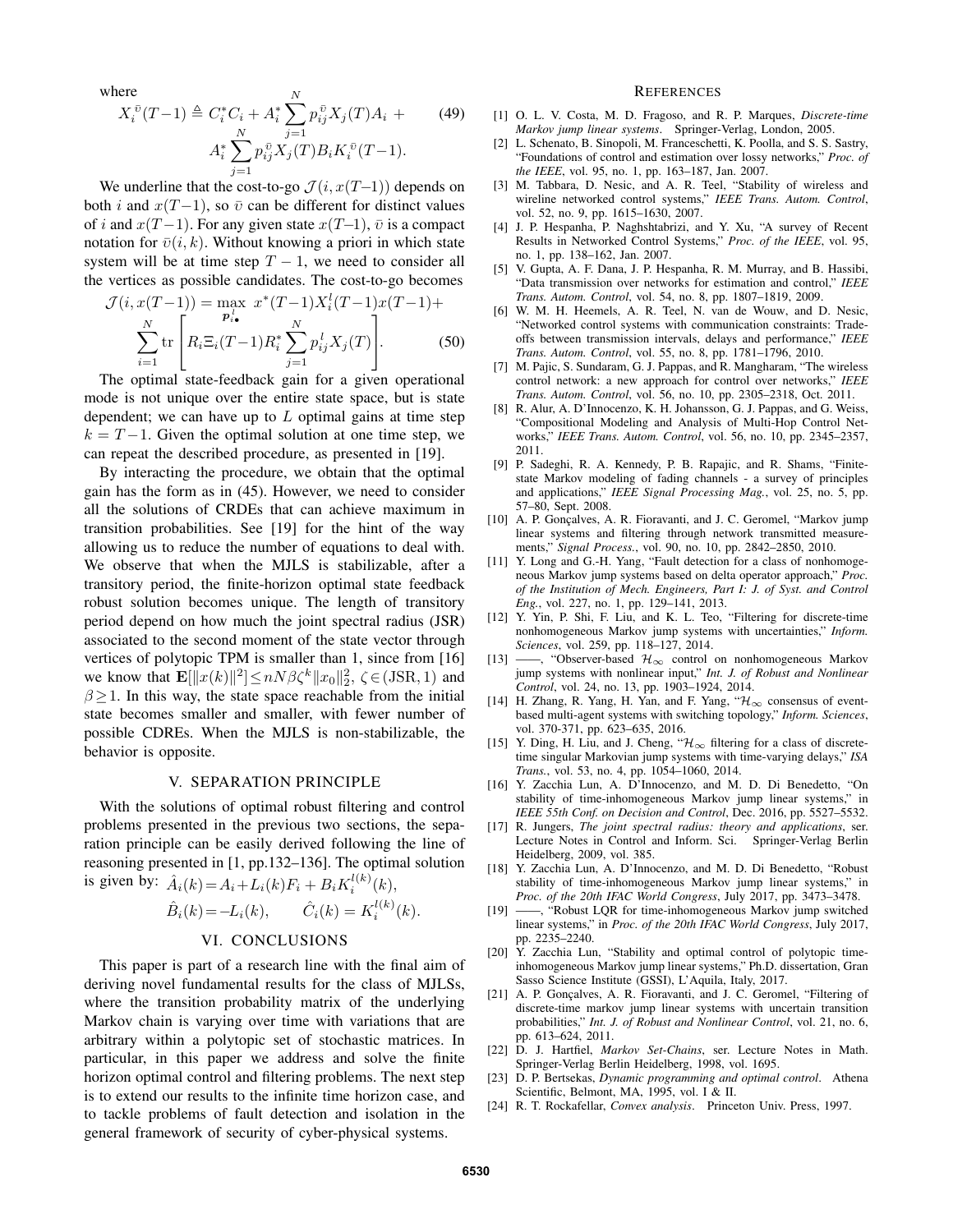where

$$X_i^{\bar{v}}(T{-}1) \triangleq C_i^* C_i + A_i^* \sum_{j=1}^{N} p_{ij}^{\bar{v}} X_j(T) A_i + \qquad (49)$$
$$A_i^* \sum_{j=1}^{N} p_{ij}^{\bar{v}} X_j(T) B_i K_i^{\bar{v}}(T{-}1).$$

We underline that the cost-to-go $\mathcal{J}(i, x(T{-}1))$ depends on both $i$ and $x(T{-}1)$, so $\bar{v}$ can be different for distinct values of $i$ and $x(T{-}1)$. For any given state $x(T{-}1)$, $\bar{v}$ is a compact notation for $\bar{v}(i,k)$. Without knowing a priori in which state system will be at time step $T-1$, we need to consider all the vertices as possible candidates. The cost-to-go becomes

$$\mathcal{J}(i, x(T{-}1)) = \max_{\boldsymbol{p}_{i\bullet}^l} \; x^*(T{-}1) X_i^l(T{-}1) x(T{-}1) +$$
$$\sum_{i=1}^{N} \mathrm{tr}\left[ R_i \Xi_i(T{-}1) R_i^* \sum_{j=1}^{N} p_{ij}^l X_j(T) \right]. \qquad (50)$$

The optimal state-feedback gain for a given operational mode is not unique over the entire state space, but is state dependent; we can have up to $L$ optimal gains at time step $k = T{-}1$. Given the optimal solution at one time step, we can repeat the described procedure, as presented in [19].

By interacting the procedure, we obtain that the optimal gain has the form as in (45). However, we need to consider all the solutions of CRDEs that can achieve maximum in transition probabilities. See [19] for the hint of the way allowing us to reduce the number of equations to deal with. We observe that when the MJLS is stabilizable, after a transitory period, the finite-horizon optimal state feedback robust solution becomes unique. The length of transitory period depend on how much the joint spectral radius (JSR) associated to the second moment of the state vector through vertices of polytopic TPM is smaller than 1, since from [16] we know that $\mathbf{E}[\|x(k)\|^2] \leq nN\beta\zeta^k \|x_0\|_2^2$, $\zeta \in (\mathrm{JSR}, 1)$ and $\beta \geq 1$. In this way, the state space reachable from the initial state becomes smaller and smaller, with fewer number of possible CDREs. When the MJLS is non-stabilizable, the behavior is opposite.

## V. SEPARATION PRINCIPLE

With the solutions of optimal robust filtering and control problems presented in the previous two sections, the separation principle can be easily derived following the line of reasoning presented in [1, pp.132–136]. The optimal solution is given by: $\hat{A}_i(k) = A_i + L_i(k) F_i + B_i K_i^{l(k)}(k)$,

$$\hat{B}_i(k) = -L_i(k), \qquad \hat{C}_i(k) = K_i^{l(k)}(k).$$

## VI. CONCLUSIONS

This paper is part of a research line with the final aim of deriving novel fundamental results for the class of MJLSs, where the transition probability matrix of the underlying Markov chain is varying over time with variations that are arbitrary within a polytopic set of stochastic matrices. In particular, in this paper we address and solve the finite horizon optimal control and filtering problems. The next step is to extend our results to the infinite time horizon case, and to tackle problems of fault detection and isolation in the general framework of security of cyber-physical systems.

## REFERENCES

[1] O. L. V. Costa, M. D. Fragoso, and R. P. Marques, *Discrete-time Markov jump linear systems*. Springer-Verlag, London, 2005.

[2] L. Schenato, B. Sinopoli, M. Franceschetti, K. Poolla, and S. S. Sastry, "Foundations of control and estimation over lossy networks," *Proc. of the IEEE*, vol. 95, no. 1, pp. 163–187, Jan. 2007.

[3] M. Tabbara, D. Nesic, and A. R. Teel, "Stability of wireless and wireline networked control systems," *IEEE Trans. Autom. Control*, vol. 52, no. 9, pp. 1615–1630, 2007.

[4] J. P. Hespanha, P. Naghshtabrizi, and Y. Xu, "A survey of Recent Results in Networked Control Systems," *Proc. of the IEEE*, vol. 95, no. 1, pp. 138–162, Jan. 2007.

[5] V. Gupta, A. F. Dana, J. P. Hespanha, R. M. Murray, and B. Hassibi, "Data transmission over networks for estimation and control," *IEEE Trans. Autom. Control*, vol. 54, no. 8, pp. 1807–1819, 2009.

[6] W. M. H. Heemels, A. R. Teel, N. van de Wouw, and D. Nesic, "Networked control systems with communication constraints: Tradeoffs between transmission intervals, delays and performance," *IEEE Trans. Autom. Control*, vol. 55, no. 8, pp. 1781–1796, 2010.

[7] M. Pajic, S. Sundaram, G. J. Pappas, and R. Mangharam, "The wireless control network: a new approach for control over networks," *IEEE Trans. Autom. Control*, vol. 56, no. 10, pp. 2305–2318, Oct. 2011.

[8] R. Alur, A. D'Innocenzo, K. H. Johansson, G. J. Pappas, and G. Weiss, "Compositional Modeling and Analysis of Multi-Hop Control Networks," *IEEE Trans. Autom. Control*, vol. 56, no. 10, pp. 2345–2357, 2011.

[9] P. Sadeghi, R. A. Kennedy, P. B. Rapajic, and R. Shams, "Finite-state Markov modeling of fading channels - a survey of principles and applications," *IEEE Signal Processing Mag.*, vol. 25, no. 5, pp. 57–80, Sept. 2008.

[10] A. P. Gonçalves, A. R. Fioravanti, and J. C. Geromel, "Markov jump linear systems and filtering through network transmitted measurements," *Signal Process.*, vol. 90, no. 10, pp. 2842–2850, 2010.

[11] Y. Long and G.-H. Yang, "Fault detection for a class of nonhomogeneous Markov jump systems based on delta operator approach," *Proc. of the Institution of Mech. Engineers, Part I: J. of Syst. and Control Eng.*, vol. 227, no. 1, pp. 129–141, 2013.

[12] Y. Yin, P. Shi, F. Liu, and K. L. Teo, "Filtering for discrete-time nonhomogeneous Markov jump systems with uncertainties," *Inform. Sciences*, vol. 259, pp. 118–127, 2014.

[13] ——, "Observer-based $\mathcal{H}_\infty$ control on nonhomogeneous Markov jump systems with nonlinear input," *Int. J. of Robust and Nonlinear Control*, vol. 24, no. 13, pp. 1903–1924, 2014.

[14] H. Zhang, R. Yang, H. Yan, and F. Yang, "$\mathcal{H}_\infty$ consensus of event-based multi-agent systems with switching topology," *Inform. Sciences*, vol. 370-371, pp. 623–635, 2016.

[15] Y. Ding, H. Liu, and J. Cheng, "$\mathcal{H}_\infty$ filtering for a class of discrete-time singular Markovian jump systems with time-varying delays," *ISA Trans.*, vol. 53, no. 4, pp. 1054–1060, 2014.

[16] Y. Zacchia Lun, A. D'Innocenzo, and M. D. Di Benedetto, "On stability of time-inhomogeneous Markov jump linear systems," in *IEEE 55th Conf. on Decision and Control*, Dec. 2016, pp. 5527–5532.

[17] R. Jungers, *The joint spectral radius: theory and applications*, ser. Lecture Notes in Control and Inform. Sci. Springer-Verlag Berlin Heidelberg, 2009, vol. 385.

[18] Y. Zacchia Lun, A. D'Innocenzo, and M. D. Di Benedetto, "Robust stability of time-inhomogeneous Markov jump linear systems," in *Proc. of the 20th IFAC World Congress*, July 2017, pp. 3473–3478.

[19] ——, "Robust LQR for time-inhomogeneous Markov jump switched linear systems," in *Proc. of the 20th IFAC World Congress*, July 2017, pp. 2235–2240.

[20] Y. Zacchia Lun, "Stability and optimal control of polytopic time-inhomogeneous Markov jump linear systems," Ph.D. dissertation, Gran Sasso Science Institute (GSSI), L'Aquila, Italy, 2017.

[21] A. P. Gonçalves, A. R. Fioravanti, and J. C. Geromel, "Filtering of discrete-time markov jump linear systems with uncertain transition probabilities," *Int. J. of Robust and Nonlinear Control*, vol. 21, no. 6, pp. 613–624, 2011.

[22] D. J. Hartfiel, *Markov Set-Chains*, ser. Lecture Notes in Math. Springer-Verlag Berlin Heidelberg, 1998, vol. 1695.

[23] D. P. Bertsekas, *Dynamic programming and optimal control*. Athena Scientific, Belmont, MA, 1995, vol. I & II.

[24] R. T. Rockafellar, *Convex analysis*. Princeton Univ. Press, 1997.